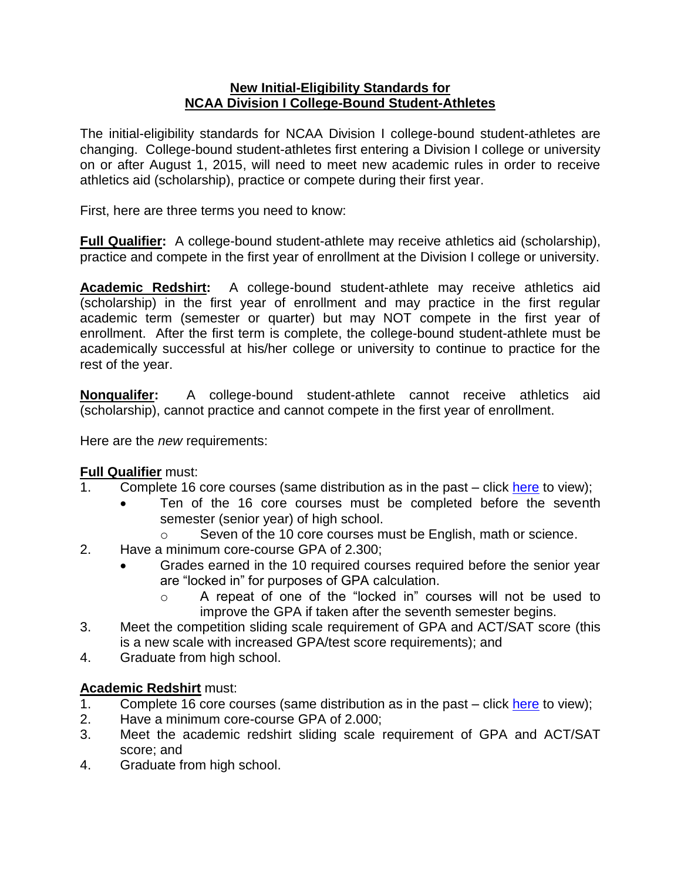# New Initial-Eligibility Standards for NCAA Division I College-Bound Student-Athletes

The initial-eligibility standards for NCAA Division I college-bound student-athletes are changing. College-bound student-athletes first entering a Division I college or university on or after August 1, 2015, will need to meet new academic rules in order to receive athletics aid (scholarship), practice or compete during their first year.

First, here are three terms you need to know:

**Full Qualifier:** A college-bound student-athlete may receive athletics aid (scholarship), practice and compete in the first year of enrollment at the Division I college or university.

**Academic Redshirt:** A college-bound student-athlete may receive athletics aid (scholarship) in the first year of enrollment and may practice in the first regular academic term (semester or quarter) but may NOT compete in the first year of enrollment. After the first term is complete, the college-bound student-athlete must be academically successful at his/her college or university to continue to practice for the rest of the year.

**Nonqualifer:** A college-bound student-athlete cannot receive athletics aid (scholarship), cannot practice and cannot compete in the first year of enrollment.

Here are the *new* requirements:

**Full Qualifier** must:

1. Complete 16 core courses (same distribution as in the past – click here to view);
   - Ten of the 16 core courses must be completed before the seventh semester (senior year) of high school.
     - Seven of the 10 core courses must be English, math or science.
2. Have a minimum core-course GPA of 2.300;
   - Grades earned in the 10 required courses required before the senior year are "locked in" for purposes of GPA calculation.
     - A repeat of one of the "locked in" courses will not be used to improve the GPA if taken after the seventh semester begins.
3. Meet the competition sliding scale requirement of GPA and ACT/SAT score (this is a new scale with increased GPA/test score requirements); and
4. Graduate from high school.

**Academic Redshirt** must:

1. Complete 16 core courses (same distribution as in the past – click here to view);
2. Have a minimum core-course GPA of 2.000;
3. Meet the academic redshirt sliding scale requirement of GPA and ACT/SAT score; and
4. Graduate from high school.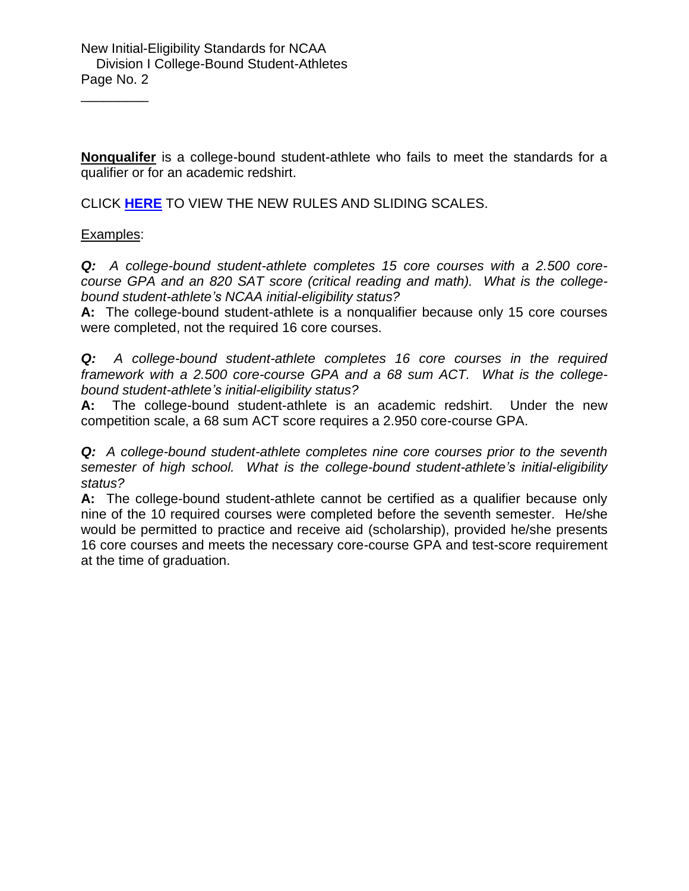**Nonqualifer** is a college-bound student-athlete who fails to meet the standards for a qualifier or for an academic redshirt.

CLICK **HERE** TO VIEW THE NEW RULES AND SLIDING SCALES.

Examples:

***Q:*** *A college-bound student-athlete completes 15 core courses with a 2.500 core-course GPA and an 820 SAT score (critical reading and math). What is the college-bound student-athlete's NCAA initial-eligibility status?*

**A:** The college-bound student-athlete is a nonqualifier because only 15 core courses were completed, not the required 16 core courses.

***Q:*** *A college-bound student-athlete completes 16 core courses in the required framework with a 2.500 core-course GPA and a 68 sum ACT. What is the college-bound student-athlete's initial-eligibility status?*

**A:** The college-bound student-athlete is an academic redshirt. Under the new competition scale, a 68 sum ACT score requires a 2.950 core-course GPA.

***Q:*** *A college-bound student-athlete completes nine core courses prior to the seventh semester of high school. What is the college-bound student-athlete's initial-eligibility status?*

**A:** The college-bound student-athlete cannot be certified as a qualifier because only nine of the 10 required courses were completed before the seventh semester. He/she would be permitted to practice and receive aid (scholarship), provided he/she presents 16 core courses and meets the necessary core-course GPA and test-score requirement at the time of graduation.